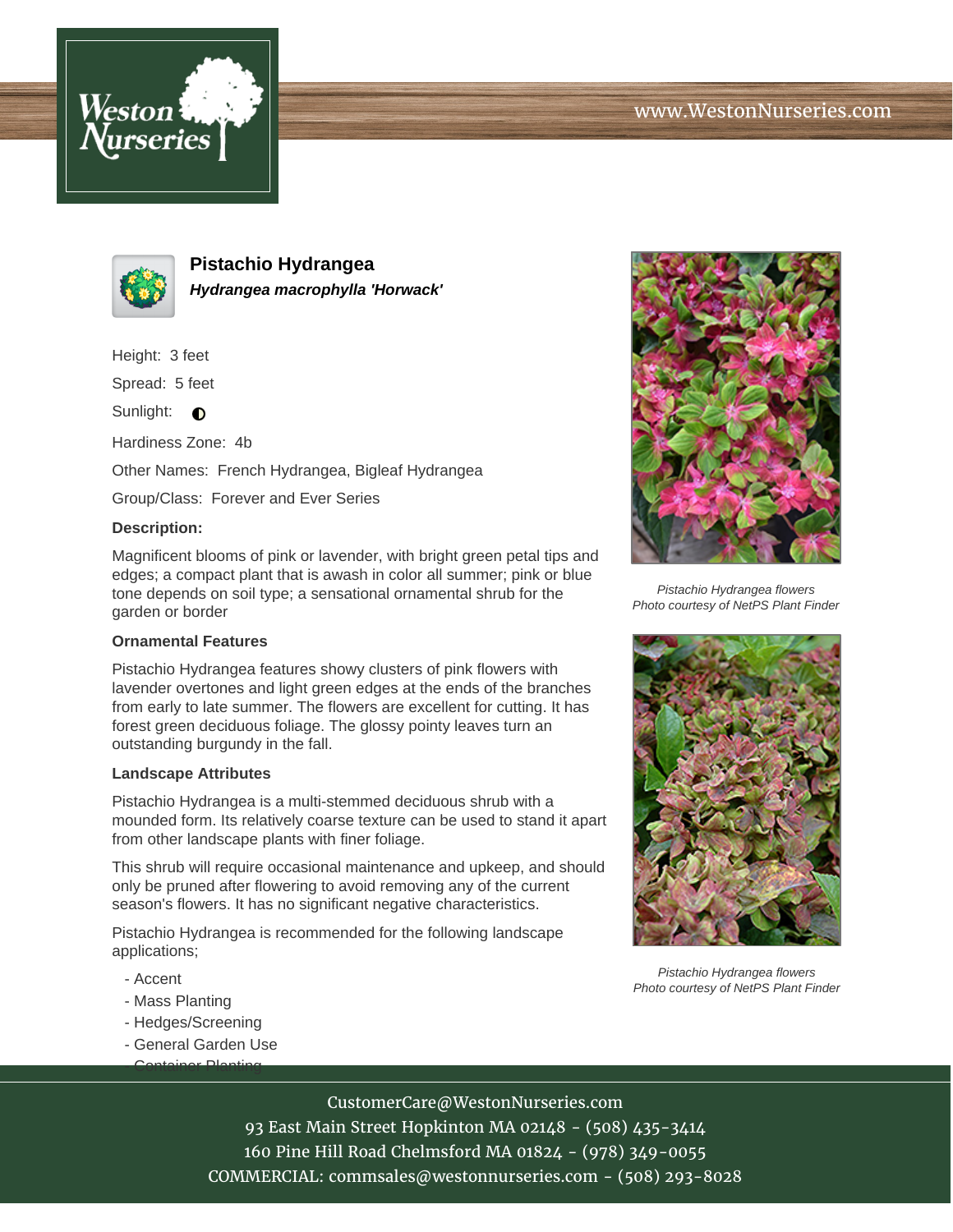# Pistachio Hydrangea

***Hydrangea macrophylla 'Horwack'***

Height: 3 feet

Spread: 5 feet

Sunlight: ◐

Hardiness Zone: 4b

Other Names: French Hydrangea, Bigleaf Hydrangea

Group/Class: Forever and Ever Series

**Description:**

Magnificent blooms of pink or lavender, with bright green petal tips and edges; a compact plant that is awash in color all summer; pink or blue tone depends on soil type; a sensational ornamental shrub for the garden or border

*Pistachio Hydrangea flowers*
*Photo courtesy of NetPS Plant Finder*

### Ornamental Features

Pistachio Hydrangea features showy clusters of pink flowers with lavender overtones and light green edges at the ends of the branches from early to late summer. The flowers are excellent for cutting. It has forest green deciduous foliage. The glossy pointy leaves turn an outstanding burgundy in the fall.

### Landscape Attributes

Pistachio Hydrangea is a multi-stemmed deciduous shrub with a mounded form. Its relatively coarse texture can be used to stand it apart from other landscape plants with finer foliage.

This shrub will require occasional maintenance and upkeep, and should only be pruned after flowering to avoid removing any of the current season's flowers. It has no significant negative characteristics.

Pistachio Hydrangea is recommended for the following landscape applications;

- Accent
- Mass Planting
- Hedges/Screening
- General Garden Use
- Container Planting

*Pistachio Hydrangea flowers*
*Photo courtesy of NetPS Plant Finder*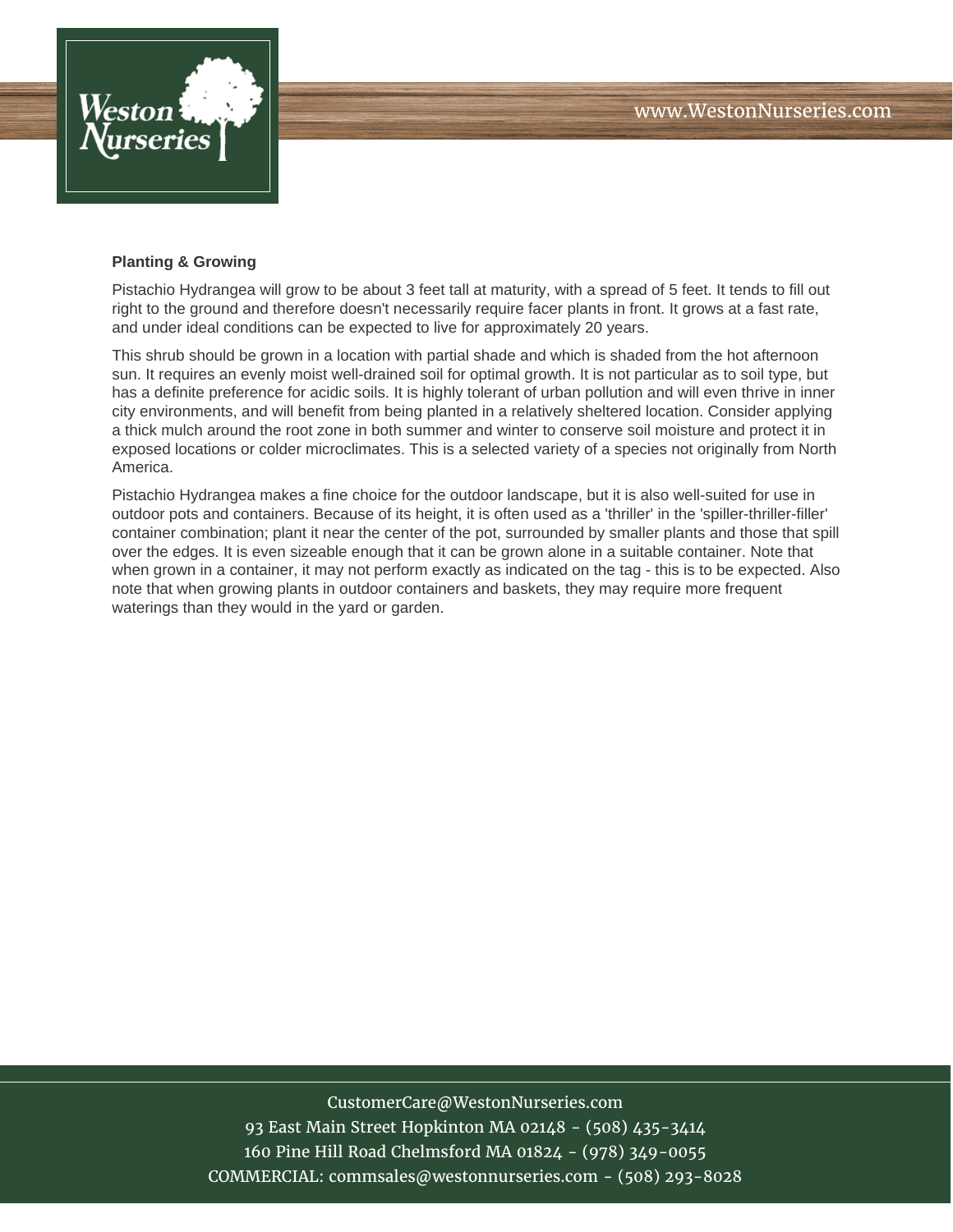**Planting & Growing**

Pistachio Hydrangea will grow to be about 3 feet tall at maturity, with a spread of 5 feet. It tends to fill out right to the ground and therefore doesn't necessarily require facer plants in front. It grows at a fast rate, and under ideal conditions can be expected to live for approximately 20 years.

This shrub should be grown in a location with partial shade and which is shaded from the hot afternoon sun. It requires an evenly moist well-drained soil for optimal growth. It is not particular as to soil type, but has a definite preference for acidic soils. It is highly tolerant of urban pollution and will even thrive in inner city environments, and will benefit from being planted in a relatively sheltered location. Consider applying a thick mulch around the root zone in both summer and winter to conserve soil moisture and protect it in exposed locations or colder microclimates. This is a selected variety of a species not originally from North America.

Pistachio Hydrangea makes a fine choice for the outdoor landscape, but it is also well-suited for use in outdoor pots and containers. Because of its height, it is often used as a 'thriller' in the 'spiller-thriller-filler' container combination; plant it near the center of the pot, surrounded by smaller plants and those that spill over the edges. It is even sizeable enough that it can be grown alone in a suitable container. Note that when grown in a container, it may not perform exactly as indicated on the tag - this is to be expected. Also note that when growing plants in outdoor containers and baskets, they may require more frequent waterings than they would in the yard or garden.